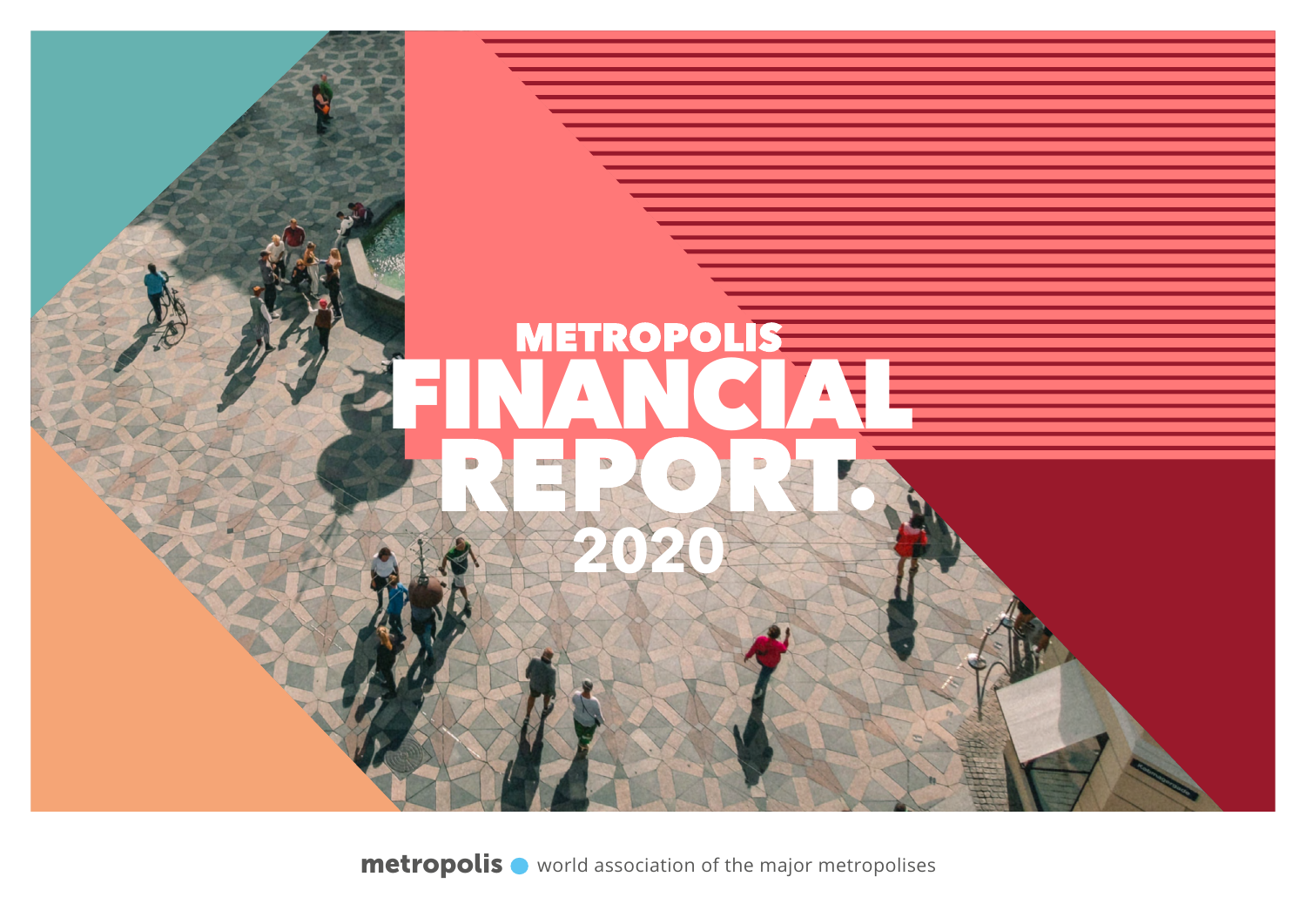# METROPOLIS FINANCIAL REPORT. 2020

**metropolis** world association of the major metropolises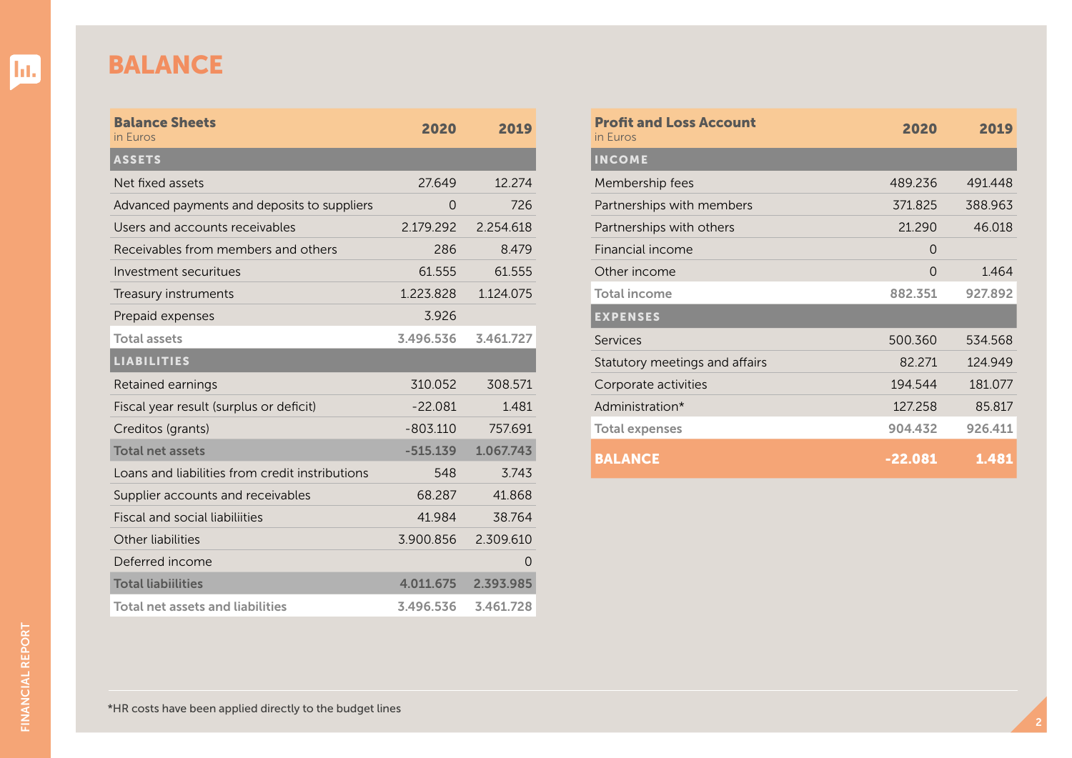# BALANCE

| Balance Sheets<br>in Euros | 2020 | 2019 |
|---|---|---|
| **ASSETS** | | |
| Net fixed assets | 27.649 | 12.274 |
| Advanced payments and deposits to suppliers | 0 | 726 |
| Users and accounts receivables | 2.179.292 | 2.254.618 |
| Receivables from members and others | 286 | 8.479 |
| Investment securitues | 61.555 | 61.555 |
| Treasury instruments | 1.223.828 | 1.124.075 |
| Prepaid expenses | 3.926 | |
| Total assets | 3.496.536 | 3.461.727 |
| **LIABILITIES** | | |
| Retained earnings | 310.052 | 308.571 |
| Fiscal year result (surplus or deficit) | -22.081 | 1.481 |
| Creditos (grants) | -803.110 | 757.691 |
| Total net assets | -515.139 | 1.067.743 |
| Loans and liabilities from credit instributions | 548 | 3.743 |
| Supplier accounts and receivables | 68.287 | 41.868 |
| Fiscal and social liabiliities | 41.984 | 38.764 |
| Other liabilities | 3.900.856 | 2.309.610 |
| Deferred income | | 0 |
| Total liabiilities | 4.011.675 | 2.393.985 |
| Total net assets and liabilities | 3.496.536 | 3.461.728 |

| Profit and Loss Account<br>in Euros | 2020 | 2019 |
|---|---|---|
| **INCOME** | | |
| Membership fees | 489.236 | 491.448 |
| Partnerships with members | 371.825 | 388.963 |
| Partnerships with others | 21.290 | 46.018 |
| Financial income | 0 | |
| Other income | 0 | 1.464 |
| Total income | 882.351 | 927.892 |
| **EXPENSES** | | |
| Services | 500.360 | 534.568 |
| Statutory meetings and affairs | 82.271 | 124.949 |
| Corporate activities | 194.544 | 181.077 |
| Administration* | 127.258 | 85.817 |
| Total expenses | 904.432 | 926.411 |
| **BALANCE** | **-22.081** | **1.481** |

*HR costs have been applied directly to the budget lines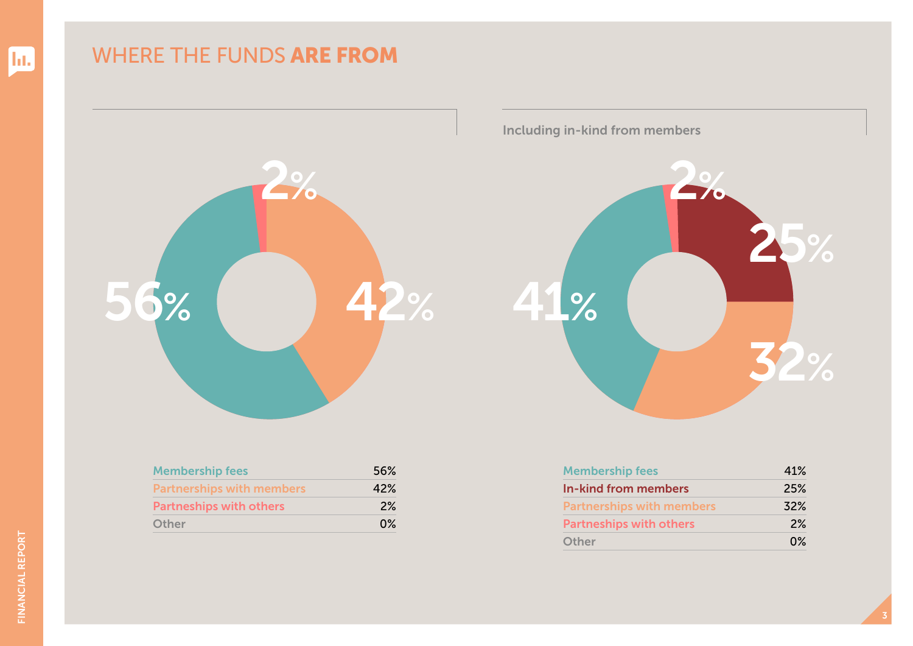# WHERE THE FUNDS **ARE FROM**

| Membership fees | 56% |
| --- | --- |
| Partnerships with members | 42% |
| Partneships with others | 2% |
| Other | 0% |

Including in-kind from members

| Membership fees | 41% |
| --- | --- |
| In-kind from members | 25% |
| Partnerships with members | 32% |
| Partneships with others | 2% |
| Other | 0% |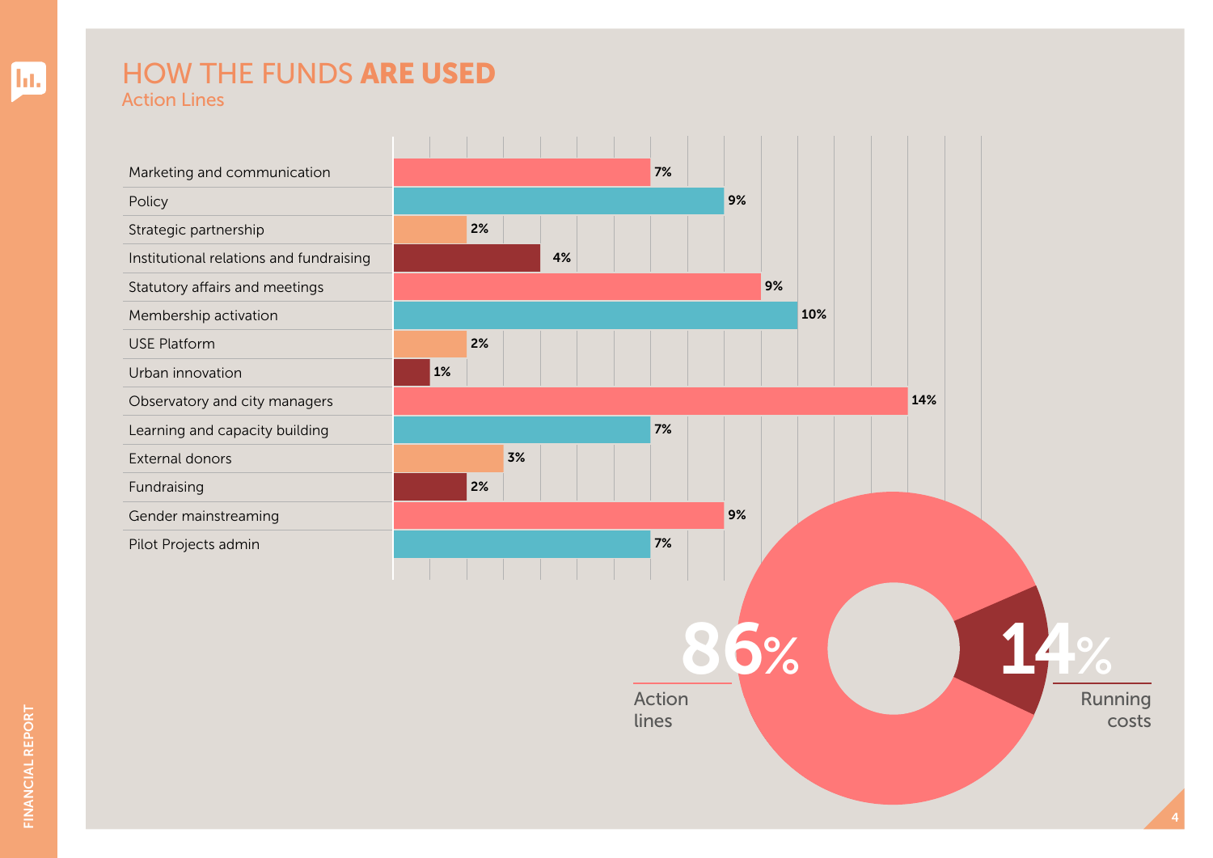# HOW THE FUNDS **ARE USED**

## Action Lines

| Action line | % |
|---|---|
| Marketing and communication | 7% |
| Policy | 9% |
| Strategic partnership | 2% |
| Institutional relations and fundraising | 4% |
| Statutory affairs and meetings | 9% |
| Membership activation | 10% |
| USE Platform | 2% |
| Urban innovation | 1% |
| Observatory and city managers | 14% |
| Learning and capacity building | 7% |
| External donors | 3% |
| Fundraising | 2% |
| Gender mainstreaming | 9% |
| Pilot Projects admin | 7% |

**86%** Action lines

**14%** Running costs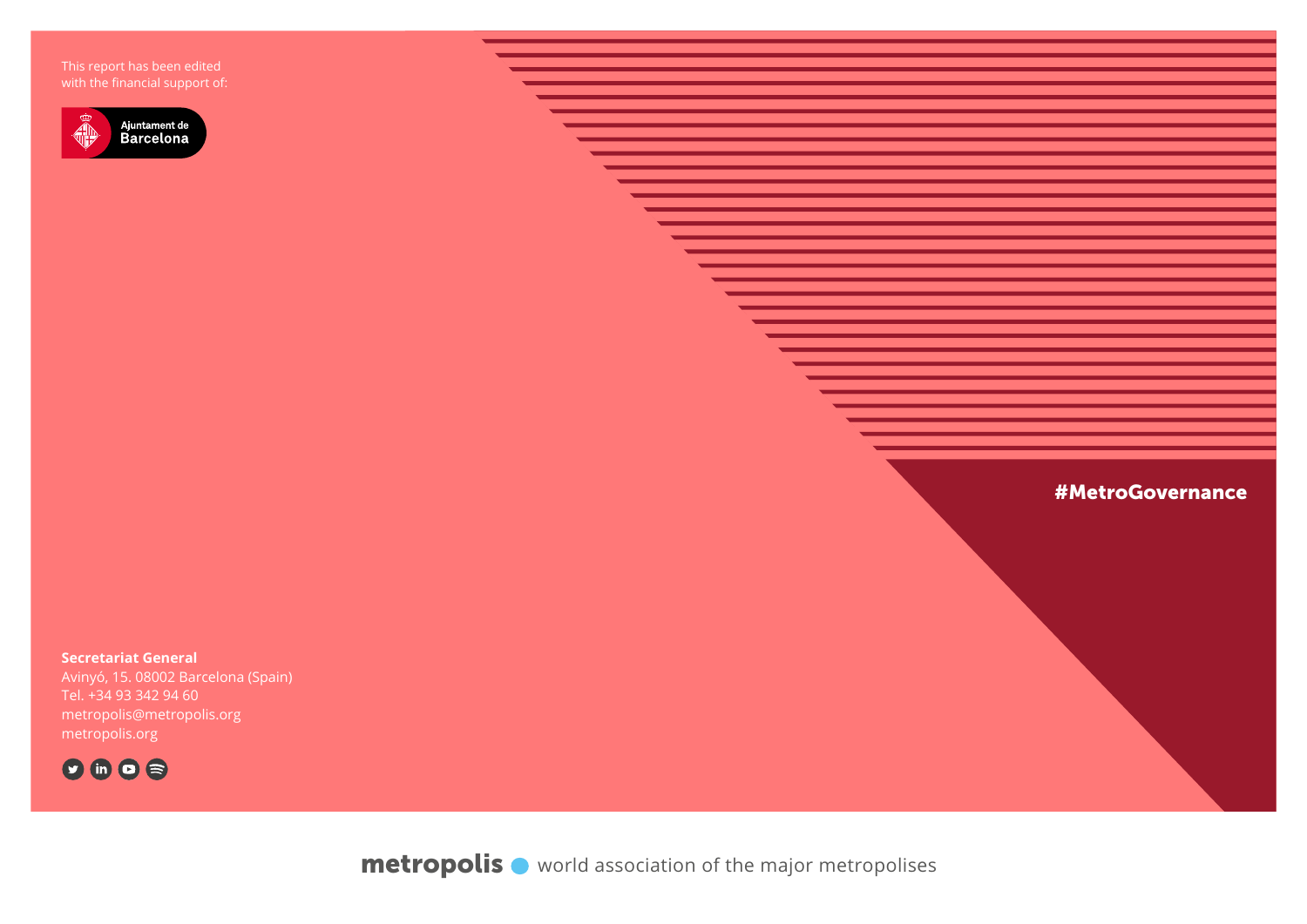This report has been edited with the financial support of:

Ajuntament de Barcelona

#MetroGovernance

**Secretariat General**
Avinyó, 15. 08002 Barcelona (Spain)
Tel. +34 93 342 94 60
metropolis@metropolis.org
metropolis.org

**metropolis** world association of the major metropolises